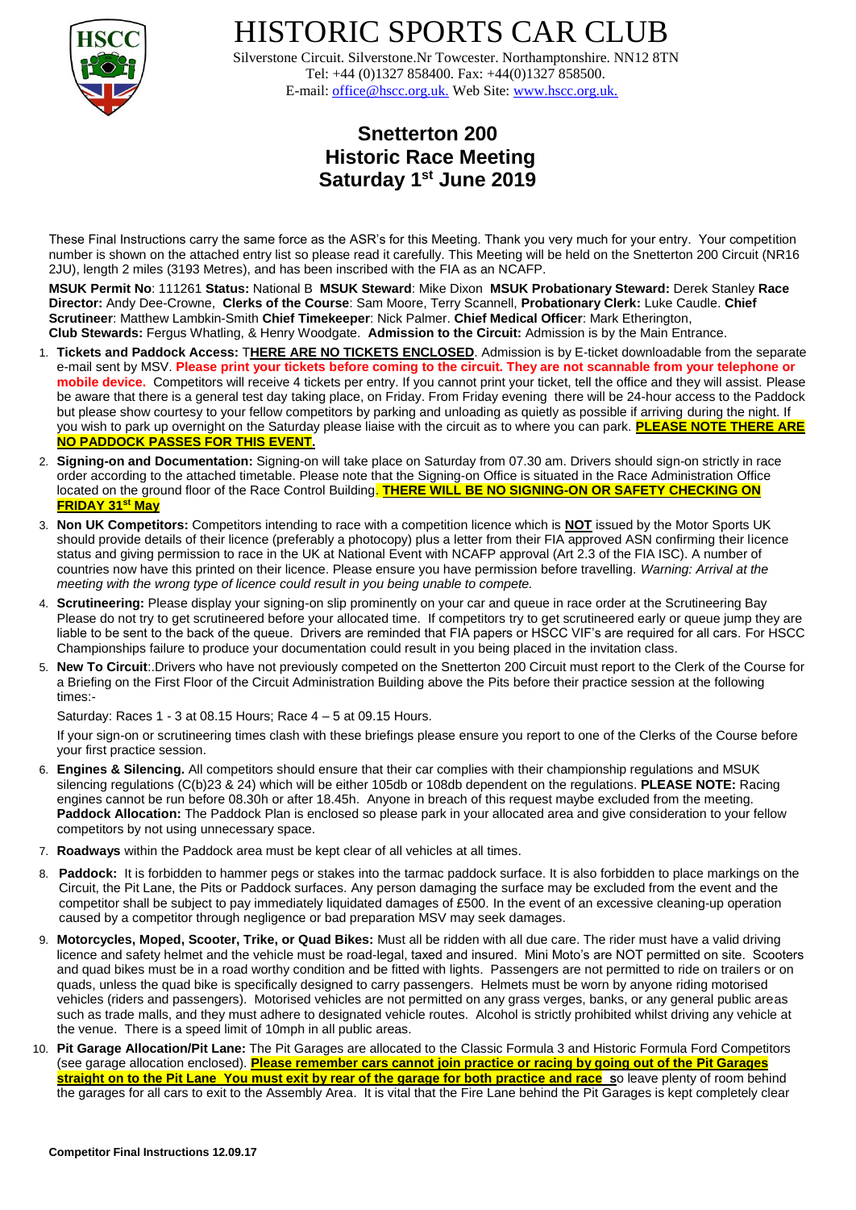# HISTORIC SPORTS CAR CLUB

Silverstone Circuit. Silverstone.Nr Towcester. Northamptonshire. NN12 8TN
Tel: +44 (0)1327 858400. Fax: +44(0)1327 858500.
E-mail: office@hscc.org.uk. Web Site: www.hscc.org.uk.

## Snetterton 200 Historic Race Meeting Saturday 1st June 2019

These Final Instructions carry the same force as the ASR's for this Meeting. Thank you very much for your entry. Your competition number is shown on the attached entry list so please read it carefully. This Meeting will be held on the Snetterton 200 Circuit (NR16 2JU), length 2 miles (3193 Metres), and has been inscribed with the FIA as an NCAFP.

**MSUK Permit No**: 111261 **Status:** National B **MSUK Steward**: Mike Dixon **MSUK Probationary Steward:** Derek Stanley **Race Director:** Andy Dee-Crowne, **Clerks of the Course**: Sam Moore, Terry Scannell, **Probationary Clerk:** Luke Caudle. **Chief Scrutineer**: Matthew Lambkin-Smith **Chief Timekeeper**: Nick Palmer. **Chief Medical Officer**: Mark Etherington, **Club Stewards:** Fergus Whatling, & Henry Woodgate. **Admission to the Circuit:** Admission is by the Main Entrance.

1. **Tickets and Paddock Access:** T**HERE ARE NO TICKETS ENCLOSED**. Admission is by E-ticket downloadable from the separate e-mail sent by MSV. **Please print your tickets before coming to the circuit. They are not scannable from your telephone or mobile device.** Competitors will receive 4 tickets per entry. If you cannot print your ticket, tell the office and they will assist. Please be aware that there is a general test day taking place, on Friday. From Friday evening there will be 24-hour access to the Paddock but please show courtesy to your fellow competitors by parking and unloading as quietly as possible if arriving during the night. If you wish to park up overnight on the Saturday please liaise with the circuit as to where you can park. **PLEASE NOTE THERE ARE NO PADDOCK PASSES FOR THIS EVENT.**
2. **Signing-on and Documentation:** Signing-on will take place on Saturday from 07.30 am. Drivers should sign-on strictly in race order according to the attached timetable. Please note that the Signing-on Office is situated in the Race Administration Office located on the ground floor of the Race Control Building. **THERE WILL BE NO SIGNING-ON OR SAFETY CHECKING ON FRIDAY 31st May**
3. **Non UK Competitors:** Competitors intending to race with a competition licence which is **NOT** issued by the Motor Sports UK should provide details of their licence (preferably a photocopy) plus a letter from their FIA approved ASN confirming their licence status and giving permission to race in the UK at National Event with NCAFP approval (Art 2.3 of the FIA ISC). A number of countries now have this printed on their licence. Please ensure you have permission before travelling. *Warning: Arrival at the meeting with the wrong type of licence could result in you being unable to compete.*
4. **Scrutineering:** Please display your signing-on slip prominently on your car and queue in race order at the Scrutineering Bay Please do not try to get scrutineered before your allocated time. If competitors try to get scrutineered early or queue jump they are liable to be sent to the back of the queue. Drivers are reminded that FIA papers or HSCC VIF's are required for all cars. For HSCC Championships failure to produce your documentation could result in you being placed in the invitation class.
5. **New To Circuit**:.Drivers who have not previously competed on the Snetterton 200 Circuit must report to the Clerk of the Course for a Briefing on the First Floor of the Circuit Administration Building above the Pits before their practice session at the following times:-

   Saturday: Races 1 - 3 at 08.15 Hours; Race 4 – 5 at 09.15 Hours.

   If your sign-on or scrutineering times clash with these briefings please ensure you report to one of the Clerks of the Course before your first practice session.
6. **Engines & Silencing.** All competitors should ensure that their car complies with their championship regulations and MSUK silencing regulations (C(b)23 & 24) which will be either 105db or 108db dependent on the regulations. **PLEASE NOTE:** Racing engines cannot be run before 08.30h or after 18.45h. Anyone in breach of this request maybe excluded from the meeting. **Paddock Allocation:** The Paddock Plan is enclosed so please park in your allocated area and give consideration to your fellow competitors by not using unnecessary space.
7. **Roadways** within the Paddock area must be kept clear of all vehicles at all times.
8. **Paddock:** It is forbidden to hammer pegs or stakes into the tarmac paddock surface. It is also forbidden to place markings on the Circuit, the Pit Lane, the Pits or Paddock surfaces. Any person damaging the surface may be excluded from the event and the competitor shall be subject to pay immediately liquidated damages of £500. In the event of an excessive cleaning-up operation caused by a competitor through negligence or bad preparation MSV may seek damages.
9. **Motorcycles, Moped, Scooter, Trike, or Quad Bikes:** Must all be ridden with all due care. The rider must have a valid driving licence and safety helmet and the vehicle must be road-legal, taxed and insured. Mini Moto's are NOT permitted on site. Scooters and quad bikes must be in a road worthy condition and be fitted with lights. Passengers are not permitted to ride on trailers or on quads, unless the quad bike is specifically designed to carry passengers. Helmets must be worn by anyone riding motorised vehicles (riders and passengers). Motorised vehicles are not permitted on any grass verges, banks, or any general public areas such as trade malls, and they must adhere to designated vehicle routes. Alcohol is strictly prohibited whilst driving any vehicle at the venue. There is a speed limit of 10mph in all public areas.
10. **Pit Garage Allocation/Pit Lane:** The Pit Garages are allocated to the Classic Formula 3 and Historic Formula Ford Competitors (see garage allocation enclosed). **Please remember cars cannot join practice or racing by going out of the Pit Garages straight on to the Pit Lane You must exit by rear of the garage for both practice and race s**o leave plenty of room behind the garages for all cars to exit to the Assembly Area. It is vital that the Fire Lane behind the Pit Garages is kept completely clear

**Competitor Final Instructions 12.09.17**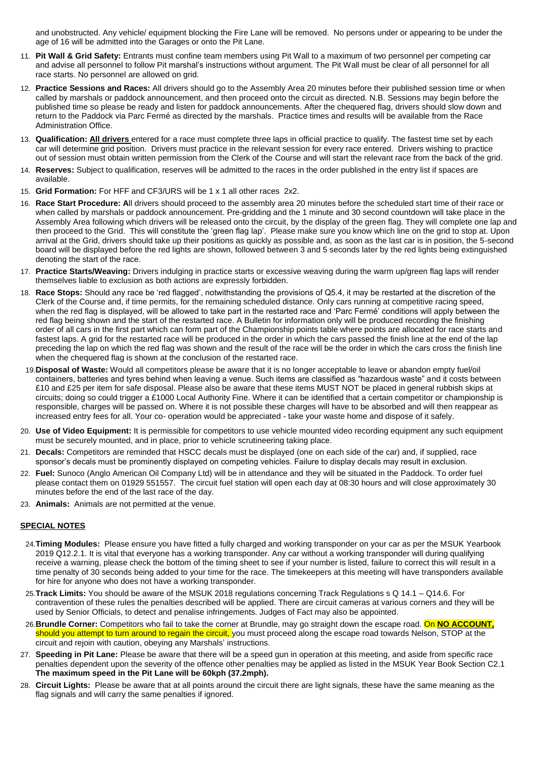and unobstructed. Any vehicle/ equipment blocking the Fire Lane will be removed. No persons under or appearing to be under the age of 16 will be admitted into the Garages or onto the Pit Lane.

11. **Pit Wall & Grid Safety:** Entrants must confine team members using Pit Wall to a maximum of two personnel per competing car and advise all personnel to follow Pit marshal's instructions without argument. The Pit Wall must be clear of all personnel for all race starts. No personnel are allowed on grid.
12. **Practice Sessions and Races:** All drivers should go to the Assembly Area 20 minutes before their published session time or when called by marshals or paddock announcement, and then proceed onto the circuit as directed. N.B. Sessions may begin before the published time so please be ready and listen for paddock announcements. After the chequered flag, drivers should slow down and return to the Paddock via Parc Fermé as directed by the marshals. Practice times and results will be available from the Race Administration Office.
13. **Qualification: <u>All drivers</u>** entered for a race must complete three laps in official practice to qualify. The fastest time set by each car will determine grid position. Drivers must practice in the relevant session for every race entered. Drivers wishing to practice out of session must obtain written permission from the Clerk of the Course and will start the relevant race from the back of the grid.
14. **Reserves:** Subject to qualification, reserves will be admitted to the races in the order published in the entry list if spaces are available.
15. **Grid Formation:** For HFF and CF3/URS will be 1 x 1 all other races 2x2.
16. **Race Start Procedure: A**ll drivers should proceed to the assembly area 20 minutes before the scheduled start time of their race or when called by marshals or paddock announcement. Pre-gridding and the 1 minute and 30 second countdown will take place in the Assembly Area following which drivers will be released onto the circuit, by the display of the green flag. They will complete one lap and then proceed to the Grid. This will constitute the 'green flag lap'. Please make sure you know which line on the grid to stop at. Upon arrival at the Grid, drivers should take up their positions as quickly as possible and, as soon as the last car is in position, the 5-second board will be displayed before the red lights are shown, followed between 3 and 5 seconds later by the red lights being extinguished denoting the start of the race.
17. **Practice Starts/Weaving:** Drivers indulging in practice starts or excessive weaving during the warm up/green flag laps will render themselves liable to exclusion as both actions are expressly forbidden.
18. **Race Stops:** Should any race be 'red flagged', notwithstanding the provisions of Q5.4, it may be restarted at the discretion of the Clerk of the Course and, if time permits, for the remaining scheduled distance. Only cars running at competitive racing speed, when the red flag is displayed, will be allowed to take part in the restarted race and 'Parc Fermé' conditions will apply between the red flag being shown and the start of the restarted race. A Bulletin for information only will be produced recording the finishing order of all cars in the first part which can form part of the Championship points table where points are allocated for race starts and fastest laps. A grid for the restarted race will be produced in the order in which the cars passed the finish line at the end of the lap preceding the lap on which the red flag was shown and the result of the race will be the order in which the cars cross the finish line when the chequered flag is shown at the conclusion of the restarted race.
19. **Disposal of Waste:** Would all competitors please be aware that it is no longer acceptable to leave or abandon empty fuel/oil containers, batteries and tyres behind when leaving a venue. Such items are classified as "hazardous waste" and it costs between £10 and £25 per item for safe disposal. Please also be aware that these items MUST NOT be placed in general rubbish skips at circuits; doing so could trigger a £1000 Local Authority Fine. Where it can be identified that a certain competitor or championship is responsible, charges will be passed on. Where it is not possible these charges will have to be absorbed and will then reappear as increased entry fees for all. Your co- operation would be appreciated - take your waste home and dispose of it safely.
20. **Use of Video Equipment:** It is permissible for competitors to use vehicle mounted video recording equipment any such equipment must be securely mounted, and in place, prior to vehicle scrutineering taking place.
21. **Decals:** Competitors are reminded that HSCC decals must be displayed (one on each side of the car) and, if supplied, race sponsor's decals must be prominently displayed on competing vehicles. Failure to display decals may result in exclusion.
22. **Fuel:** Sunoco (Anglo American Oil Company Ltd) will be in attendance and they will be situated in the Paddock. To order fuel please contact them on 01929 551557. The circuit fuel station will open each day at 08:30 hours and will close approximately 30 minutes before the end of the last race of the day.
23. **Animals:** Animals are not permitted at the venue.

## <u>SPECIAL NOTES</u>

24. **Timing Modules:** Please ensure you have fitted a fully charged and working transponder on your car as per the MSUK Yearbook 2019 Q12.2.1. It is vital that everyone has a working transponder. Any car without a working transponder will during qualifying receive a warning, please check the bottom of the timing sheet to see if your number is listed, failure to correct this will result in a time penalty of 30 seconds being added to your time for the race. The timekeepers at this meeting will have transponders available for hire for anyone who does not have a working transponder.
25. **Track Limits:** You should be aware of the MSUK 2018 regulations concerning Track Regulations s Q 14.1 – Q14.6. For contravention of these rules the penalties described will be applied. There are circuit cameras at various corners and they will be used by Senior Officials, to detect and penalise infringements. Judges of Fact may also be appointed.
26. **Brundle Corner:** Competitors who fail to take the corner at Brundle, may go straight down the escape road. On **<u>NO ACCOUNT,</u>** should you attempt to turn around to regain the circuit, you must proceed along the escape road towards Nelson, STOP at the circuit and rejoin with caution, obeying any Marshals' instructions.
27. **Speeding in Pit Lane:** Please be aware that there will be a speed gun in operation at this meeting, and aside from specific race penalties dependent upon the severity of the offence other penalties may be applied as listed in the MSUK Year Book Section C2.1 **The maximum speed in the Pit Lane will be 60kph (37.2mph).**
28. **Circuit Lights:** Please be aware that at all points around the circuit there are light signals, these have the same meaning as the flag signals and will carry the same penalties if ignored.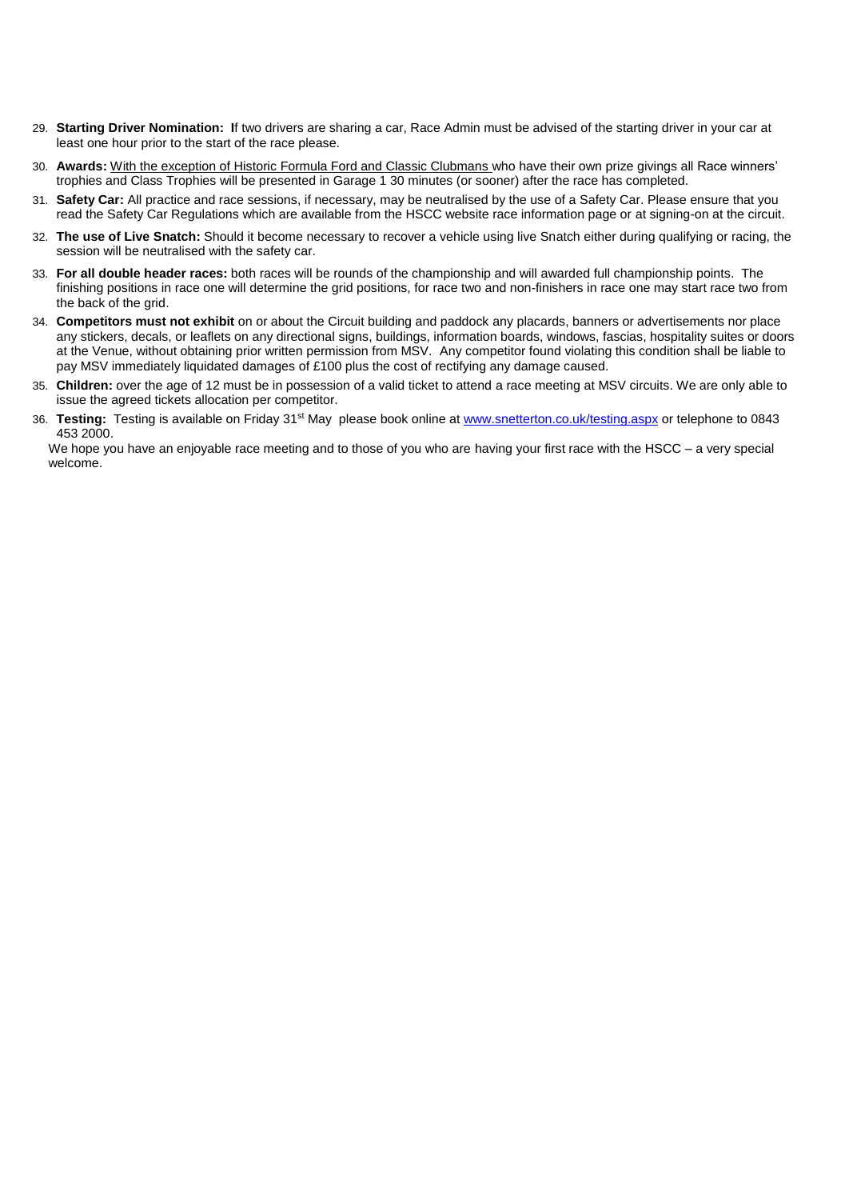29. **Starting Driver Nomination: I**f two drivers are sharing a car, Race Admin must be advised of the starting driver in your car at least one hour prior to the start of the race please.
30. **Awards:** With the exception of Historic Formula Ford and Classic Clubmans who have their own prize givings all Race winners' trophies and Class Trophies will be presented in Garage 1 30 minutes (or sooner) after the race has completed.
31. **Safety Car:** All practice and race sessions, if necessary, may be neutralised by the use of a Safety Car. Please ensure that you read the Safety Car Regulations which are available from the HSCC website race information page or at signing-on at the circuit.
32. **The use of Live Snatch:** Should it become necessary to recover a vehicle using live Snatch either during qualifying or racing, the session will be neutralised with the safety car.
33. **For all double header races:** both races will be rounds of the championship and will awarded full championship points. The finishing positions in race one will determine the grid positions, for race two and non-finishers in race one may start race two from the back of the grid.
34. **Competitors must not exhibit** on or about the Circuit building and paddock any placards, banners or advertisements nor place any stickers, decals, or leaflets on any directional signs, buildings, information boards, windows, fascias, hospitality suites or doors at the Venue, without obtaining prior written permission from MSV. Any competitor found violating this condition shall be liable to pay MSV immediately liquidated damages of £100 plus the cost of rectifying any damage caused.
35. **Children:** over the age of 12 must be in possession of a valid ticket to attend a race meeting at MSV circuits. We are only able to issue the agreed tickets allocation per competitor.
36. **Testing:** Testing is available on Friday 31st May please book online at www.snetterton.co.uk/testing.aspx or telephone to 0843 453 2000.

We hope you have an enjoyable race meeting and to those of you who are having your first race with the HSCC – a very special welcome.